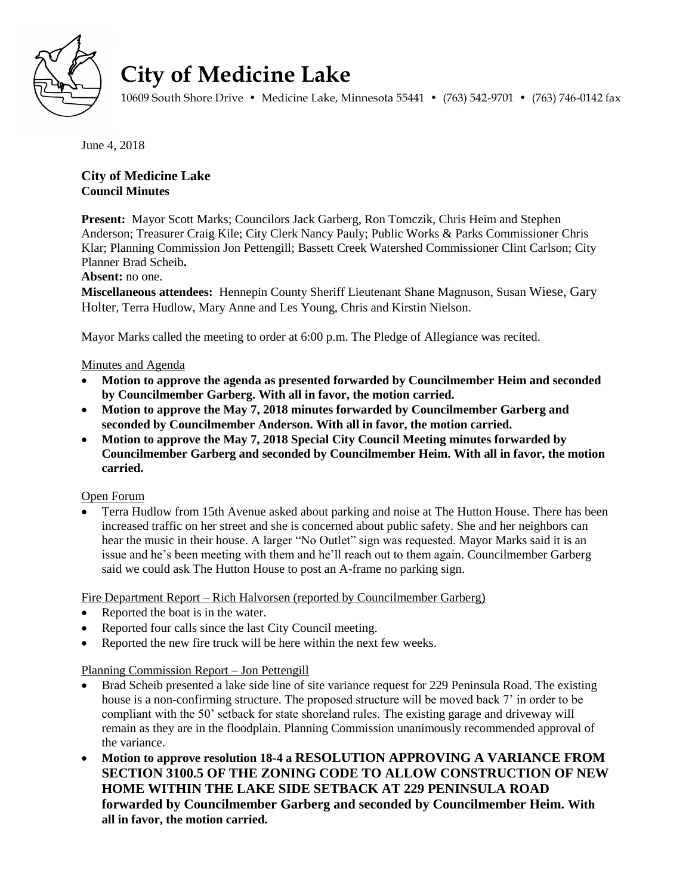# City of Medicine Lake

10609 South Shore Drive • Medicine Lake, Minnesota 55441 • (763) 542-9701 • (763) 746-0142 fax

June 4, 2018

## City of Medicine Lake
### Council Minutes

**Present:** Mayor Scott Marks; Councilors Jack Garberg, Ron Tomczik, Chris Heim and Stephen Anderson; Treasurer Craig Kile; City Clerk Nancy Pauly; Public Works & Parks Commissioner Chris Klar; Planning Commission Jon Pettengill; Bassett Creek Watershed Commissioner Clint Carlson; City Planner Brad Scheib**.**

**Absent:** no one.

**Miscellaneous attendees:** Hennepin County Sheriff Lieutenant Shane Magnuson, Susan Wiese, Gary Holter, Terra Hudlow, Mary Anne and Les Young, Chris and Kirstin Nielson.

Mayor Marks called the meeting to order at 6:00 p.m. The Pledge of Allegiance was recited.

Minutes and Agenda

- **Motion to approve the agenda as presented forwarded by Councilmember Heim and seconded by Councilmember Garberg. With all in favor, the motion carried.**
- **Motion to approve the May 7, 2018 minutes forwarded by Councilmember Garberg and seconded by Councilmember Anderson. With all in favor, the motion carried.**
- **Motion to approve the May 7, 2018 Special City Council Meeting minutes forwarded by Councilmember Garberg and seconded by Councilmember Heim. With all in favor, the motion carried.**

Open Forum

- Terra Hudlow from 15th Avenue asked about parking and noise at The Hutton House. There has been increased traffic on her street and she is concerned about public safety. She and her neighbors can hear the music in their house. A larger "No Outlet" sign was requested. Mayor Marks said it is an issue and he's been meeting with them and he'll reach out to them again. Councilmember Garberg said we could ask The Hutton House to post an A-frame no parking sign.

Fire Department Report – Rich Halvorsen (reported by Councilmember Garberg)

- Reported the boat is in the water.
- Reported four calls since the last City Council meeting.
- Reported the new fire truck will be here within the next few weeks.

Planning Commission Report – Jon Pettengill

- Brad Scheib presented a lake side line of site variance request for 229 Peninsula Road. The existing house is a non-confirming structure. The proposed structure will be moved back 7' in order to be compliant with the 50' setback for state shoreland rules. The existing garage and driveway will remain as they are in the floodplain. Planning Commission unanimously recommended approval of the variance.
- **Motion to approve resolution 18-4 a RESOLUTION APPROVING A VARIANCE FROM SECTION 3100.5 OF THE ZONING CODE TO ALLOW CONSTRUCTION OF NEW HOME WITHIN THE LAKE SIDE SETBACK AT 229 PENINSULA ROAD forwarded by Councilmember Garberg and seconded by Councilmember Heim. With all in favor, the motion carried.**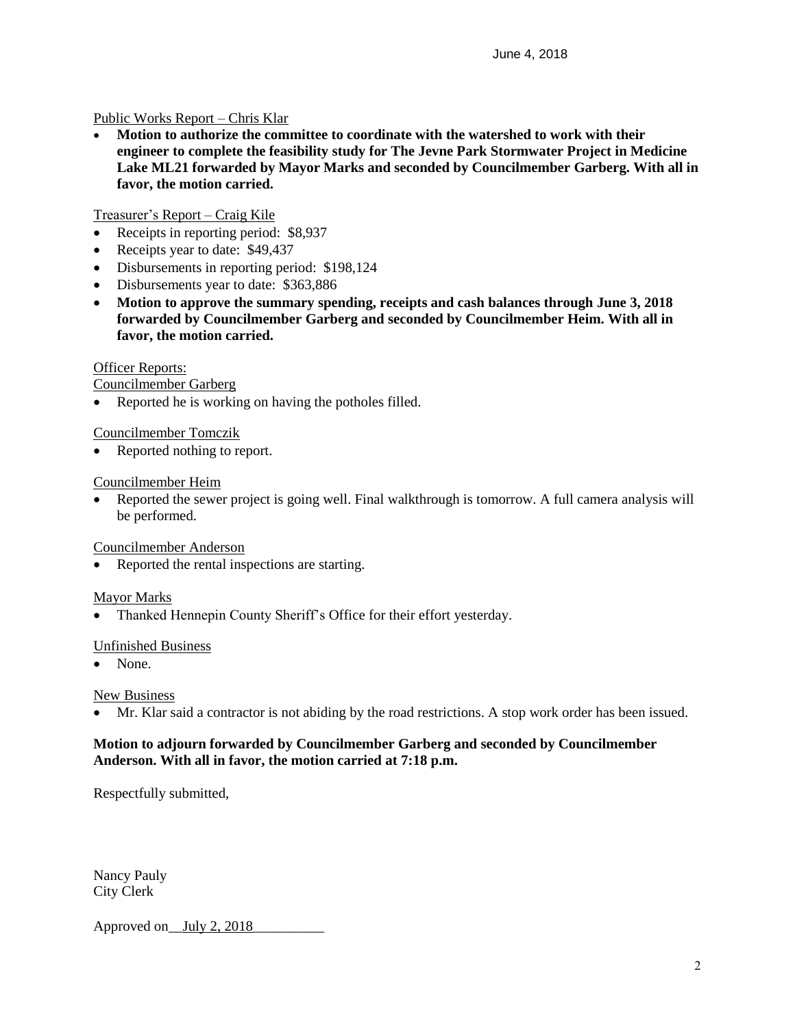June 4, 2018

Public Works Report – Chris Klar

- **Motion to authorize the committee to coordinate with the watershed to work with their engineer to complete the feasibility study for The Jevne Park Stormwater Project in Medicine Lake ML21 forwarded by Mayor Marks and seconded by Councilmember Garberg. With all in favor, the motion carried.**

Treasurer's Report – Craig Kile

- Receipts in reporting period: $8,937
- Receipts year to date: $49,437
- Disbursements in reporting period: $198,124
- Disbursements year to date: $363,886
- **Motion to approve the summary spending, receipts and cash balances through June 3, 2018 forwarded by Councilmember Garberg and seconded by Councilmember Heim. With all in favor, the motion carried.**

Officer Reports:

Councilmember Garberg

- Reported he is working on having the potholes filled.

Councilmember Tomczik

- Reported nothing to report.

Councilmember Heim

- Reported the sewer project is going well. Final walkthrough is tomorrow. A full camera analysis will be performed.

Councilmember Anderson

- Reported the rental inspections are starting.

Mayor Marks

- Thanked Hennepin County Sheriff's Office for their effort yesterday.

Unfinished Business

- None.

New Business

- Mr. Klar said a contractor is not abiding by the road restrictions. A stop work order has been issued.

**Motion to adjourn forwarded by Councilmember Garberg and seconded by Councilmember Anderson. With all in favor, the motion carried at 7:18 p.m.**

Respectfully submitted,

Nancy Pauly
City Clerk

Approved on July 2, 2018